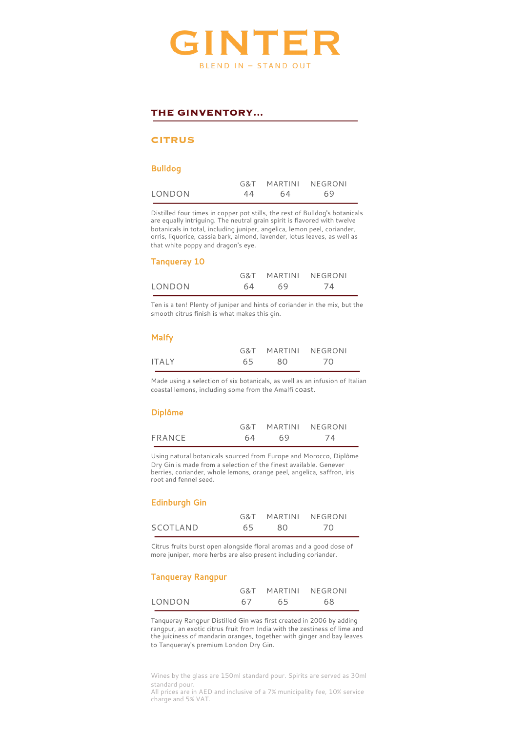# GINTER

BLEND IN – STAND OUT

## THE GINVENTORY...

### CITRUS

#### Bulldog

| | G&T | MARTINI | NEGRONI |
|---|---|---|---|
| LONDON | 44 | 64 | 69 |

Distilled four times in copper pot stills, the rest of Bulldog's botanicals are equally intriguing. The neutral grain spirit is flavored with twelve botanicals in total, including juniper, angelica, lemon peel, coriander, orris, liquorice, cassia bark, almond, lavender, lotus leaves, as well as that white poppy and dragon's eye.

#### Tanqueray 10

| | G&T | MARTINI | NEGRONI |
|---|---|---|---|
| LONDON | 64 | 69 | 74 |

Ten is a ten! Plenty of juniper and hints of coriander in the mix, but the smooth citrus finish is what makes this gin.

#### Malfy

| | G&T | MARTINI | NEGRONI |
|---|---|---|---|
| ITALY | 65 | 80 | 70 |

Made using a selection of six botanicals, as well as an infusion of Italian coastal lemons, including some from the Amalfi coast.

#### Diplôme

| | G&T | MARTINI | NEGRONI |
|---|---|---|---|
| FRANCE | 64 | 69 | 74 |

Using natural botanicals sourced from Europe and Morocco, Diplôme Dry Gin is made from a selection of the finest available. Genever berries, coriander, whole lemons, orange peel, angelica, saffron, iris root and fennel seed.

#### Edinburgh Gin

| | G&T | MARTINI | NEGRONI |
|---|---|---|---|
| SCOTLAND | 65 | 80 | 70 |

Citrus fruits burst open alongside floral aromas and a good dose of more juniper, more herbs are also present including coriander.

#### Tanqueray Rangpur

| | G&T | MARTINI | NEGRONI |
|---|---|---|---|
| LONDON | 67 | 65 | 68 |

Tanqueray Rangpur Distilled Gin was first created in 2006 by adding rangpur, an exotic citrus fruit from India with the zestiness of lime and the juiciness of mandarin oranges, together with ginger and bay leaves to Tanqueray's premium London Dry Gin.

Wines by the glass are 150ml standard pour. Spirits are served as 30ml standard pour.
All prices are in AED and inclusive of a 7% municipality fee, 10% service charge and 5% VAT.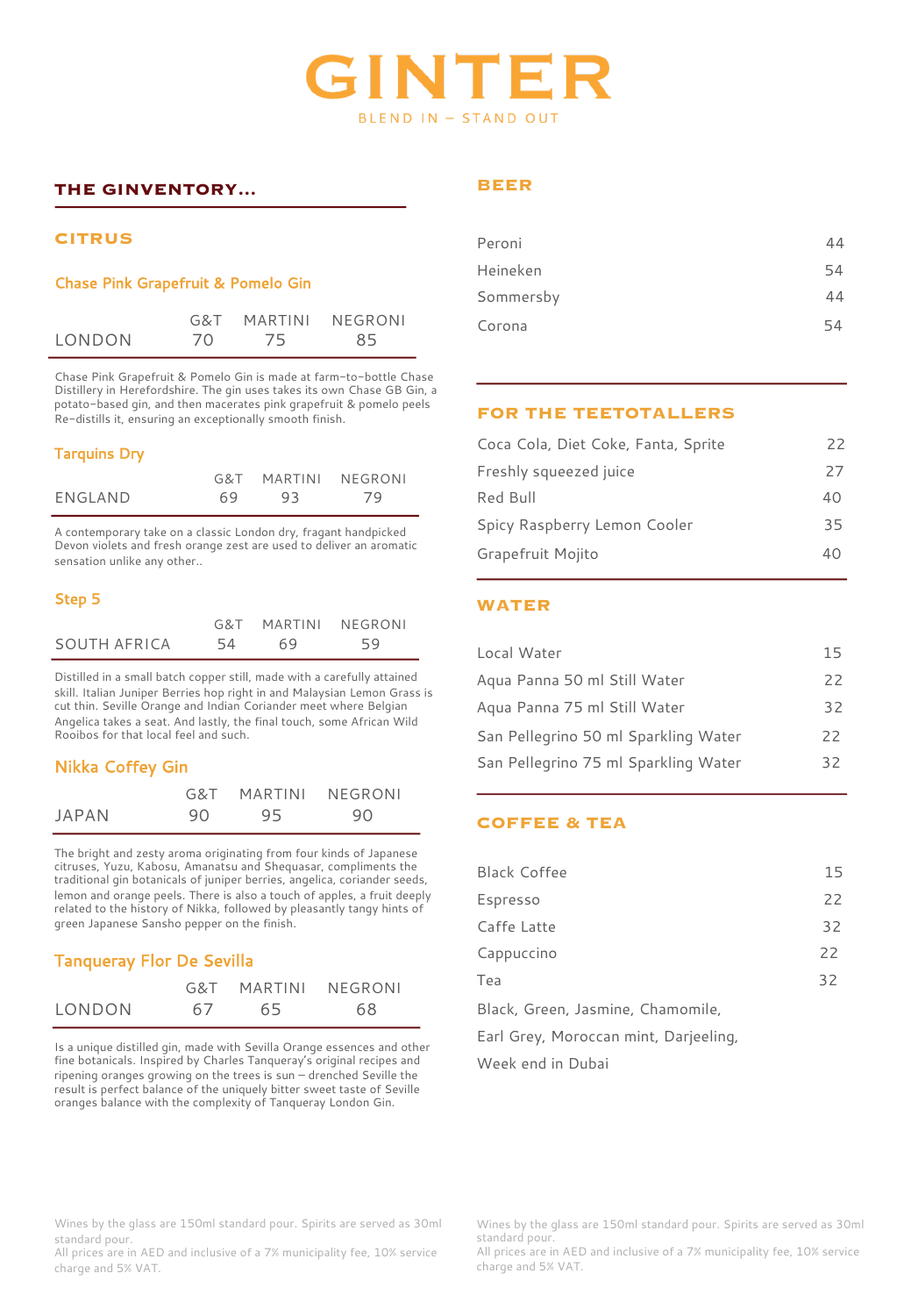# GINTER

BLEND IN – STAND OUT

## THE GINVENTORY...

### CITRUS

#### Chase Pink Grapefruit & Pomelo Gin

| | G&T | MARTINI | NEGRONI |
|---|---|---|---|
| LONDON | 70 | 75 | 85 |

Chase Pink Grapefruit & Pomelo Gin is made at farm–to–bottle Chase Distillery in Herefordshire. The gin uses takes its own Chase GB Gin, a potato–based gin, and then macerates pink grapefruit & pomelo peels Re–distills it, ensuring an exceptionally smooth finish.

#### Tarquins Dry

| | G&T | MARTINI | NEGRONI |
|---|---|---|---|
| ENGLAND | 69 | 93 | 79 |

A contemporary take on a classic London dry, fragant handpicked Devon violets and fresh orange zest are used to deliver an aromatic sensation unlike any other..

#### Step 5

| | G&T | MARTINI | NEGRONI |
|---|---|---|---|
| SOUTH AFRICA | 54 | 69 | 59 |

Distilled in a small batch copper still, made with a carefully attained skill. Italian Juniper Berries hop right in and Malaysian Lemon Grass is cut thin. Seville Orange and Indian Coriander meet where Belgian Angelica takes a seat. And lastly, the final touch, some African Wild Rooibos for that local feel and such.

#### Nikka Coffey Gin

| | G&T | MARTINI | NEGRONI |
|---|---|---|---|
| JAPAN | 90 | 95 | 90 |

The bright and zesty aroma originating from four kinds of Japanese citruses, Yuzu, Kabosu, Amanatsu and Shequasar, compliments the traditional gin botanicals of juniper berries, angelica, coriander seeds, lemon and orange peels. There is also a touch of apples, a fruit deeply related to the history of Nikka, followed by pleasantly tangy hints of green Japanese Sansho pepper on the finish.

#### Tanqueray Flor De Sevilla

| | G&T | MARTINI | NEGRONI |
|---|---|---|---|
| LONDON | 67 | 65 | 68 |

Is a unique distilled gin, made with Sevilla Orange essences and other fine botanicals. Inspired by Charles Tanqueray's original recipes and ripening oranges growing on the trees is sun – drenched Seville the result is perfect balance of the uniquely bitter sweet taste of Seville oranges balance with the complexity of Tanqueray London Gin.

## BEER

| | |
|---|---|
| Peroni | 44 |
| Heineken | 54 |
| Sommersby | 44 |
| Corona | 54 |

## FOR THE TEETOTALLERS

| | |
|---|---|
| Coca Cola, Diet Coke, Fanta, Sprite | 22 |
| Freshly squeezed juice | 27 |
| Red Bull | 40 |
| Spicy Raspberry Lemon Cooler | 35 |
| Grapefruit Mojito | 40 |

## WATER

| | |
|---|---|
| Local Water | 15 |
| Aqua Panna 50 ml Still Water | 22 |
| Aqua Panna 75 ml Still Water | 32 |
| San Pellegrino 50 ml Sparkling Water | 22 |
| San Pellegrino 75 ml Sparkling Water | 32 |

## COFFEE & TEA

| | |
|---|---|
| Black Coffee | 15 |
| Espresso | 22 |
| Caffe Latte | 32 |
| Cappuccino | 22 |
| Tea | 32 |

Black, Green, Jasmine, Chamomile, Earl Grey, Moroccan mint, Darjeeling, Week end in Dubai

Wines by the glass are 150ml standard pour. Spirits are served as 30ml standard pour.
All prices are in AED and inclusive of a 7% municipality fee, 10% service charge and 5% VAT.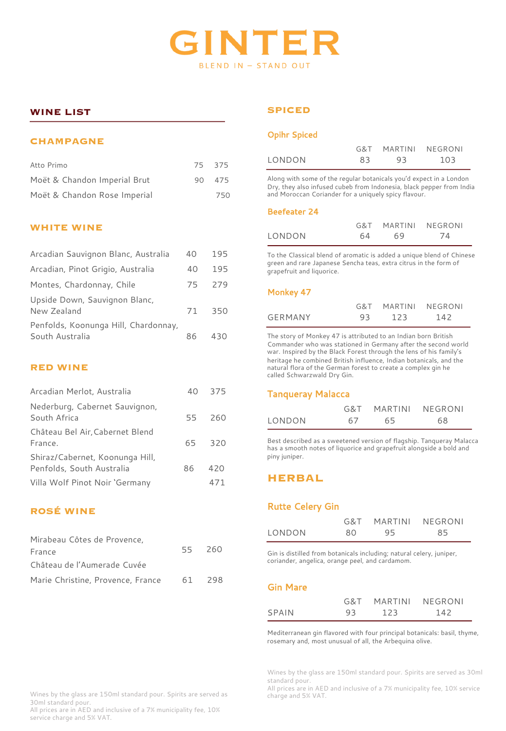# GINTER

BLEND IN – STAND OUT

## WINE LIST

### CHAMPAGNE

| | | |
|---|---|---|
| Atto Primo | 75 | 375 |
| Moët & Chandon Imperial Brut | 90 | 475 |
| Moët & Chandon Rose Imperial | | 750 |

### WHITE WINE

| | | |
|---|---|---|
| Arcadian Sauvignon Blanc, Australia | 40 | 195 |
| Arcadian, Pinot Grigio, Australia | 40 | 195 |
| Montes, Chardonnay, Chile | 75 | 279 |
| Upside Down, Sauvignon Blanc, New Zealand | 71 | 350 |
| Penfolds, Koonunga Hill, Chardonnay, South Australia | 86 | 430 |

### RED WINE

| | | |
|---|---|---|
| Arcadian Merlot, Australia | 40 | 375 |
| Nederburg, Cabernet Sauvignon, South Africa | 55 | 260 |
| Château Bel Air, Cabernet Blend France. | 65 | 320 |
| Shiraz/Cabernet, Koonunga Hill, Penfolds, South Australia | 86 | 420 |
| Villa Wolf Pinot Noir 'Germany | | 471 |

### ROSÉ WINE

| | | |
|---|---|---|
| Mirabeau Côtes de Provence, France | 55 | 260 |
| Château de l'Aumerade Cuvée Marie Christine, Provence, France | 61 | 298 |

Wines by the glass are 150ml standard pour. Spirits are served as 30ml standard pour.
All prices are in AED and inclusive of a 7% municipality fee, 10% service charge and 5% VAT.

## SPICED

### Opihr Spiced

| | G&T | MARTINI | NEGRONI |
|---|---|---|---|
| LONDON | 83 | 93 | 103 |

Along with some of the regular botanicals you'd expect in a London Dry, they also infused cubeb from Indonesia, black pepper from India and Moroccan Coriander for a uniquely spicy flavour.

### Beefeater 24

| | G&T | MARTINI | NEGRONI |
|---|---|---|---|
| LONDON | 64 | 69 | 74 |

To the Classical blend of aromatic is added a unique blend of Chinese green and rare Japanese Sencha teas, extra citrus in the form of grapefruit and liquorice.

### Monkey 47

| | G&T | MARTINI | NEGRONI |
|---|---|---|---|
| GERMANY | 93 | 123 | 142 |

The story of Monkey 47 is attributed to an Indian born British Commander who was stationed in Germany after the second world war. Inspired by the Black Forest through the lens of his family's heritage he combined British influence, Indian botanicals, and the natural flora of the German forest to create a complex gin he called Schwarzwald Dry Gin.

### Tanqueray Malacca

| | G&T | MARTINI | NEGRONI |
|---|---|---|---|
| LONDON | 67 | 65 | 68 |

Best described as a sweetened version of flagship. Tanqueray Malacca has a smooth notes of liquorice and grapefruit alongside a bold and piny juniper.

## HERBAL

### Rutte Celery Gin

| | G&T | MARTINI | NEGRONI |
|---|---|---|---|
| LONDON | 80 | 95 | 85 |

Gin is distilled from botanicals including; natural celery, juniper, coriander, angelica, orange peel, and cardamom.

### Gin Mare

| | G&T | MARTINI | NEGRONI |
|---|---|---|---|
| SPAIN | 93 | 123 | 142 |

Mediterranean gin flavored with four principal botanicals: basil, thyme, rosemary and, most unusual of all, the Arbequina olive.

Wines by the glass are 150ml standard pour. Spirits are served as 30ml standard pour.
All prices are in AED and inclusive of a 7% municipality fee, 10% service charge and 5% VAT.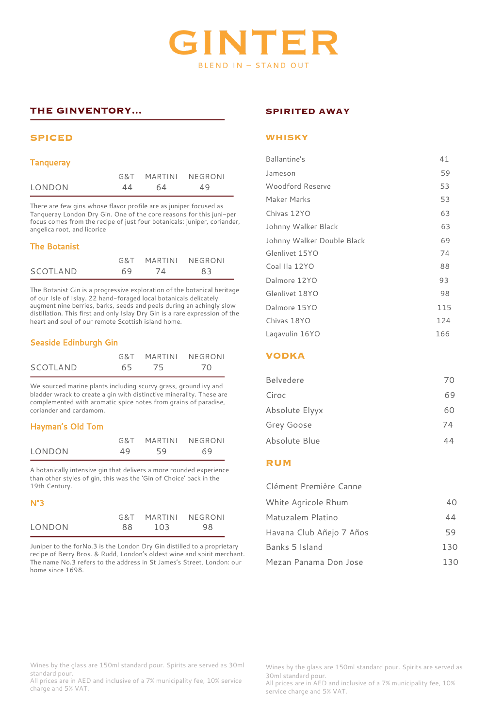# GINTER

BLEND IN – STAND OUT

## THE GINVENTORY...

### SPICED

#### Tanqueray

| | G&T | MARTINI | NEGRONI |
|---|---|---|---|
| LONDON | 44 | 64 | 49 |

There are few gins whose flavor profile are as juniper focused as Tanqueray London Dry Gin. One of the core reasons for this juni-per focus comes from the recipe of just four botanicals: juniper, coriander, angelica root, and licorice

#### The Botanist

| | G&T | MARTINI | NEGRONI |
|---|---|---|---|
| SCOTLAND | 69 | 74 | 83 |

The Botanist Gin is a progressive exploration of the botanical heritage of our Isle of Islay. 22 hand-foraged local botanicals delicately augment nine berries, barks, seeds and peels during an achingly slow distillation. This first and only Islay Dry Gin is a rare expression of the heart and soul of our remote Scottish island home.

#### Seaside Edinburgh Gin

| | G&T | MARTINI | NEGRONI |
|---|---|---|---|
| SCOTLAND | 65 | 75 | 70 |

We sourced marine plants including scurvy grass, ground ivy and bladder wrack to create a gin with distinctive minerality. These are complemented with aromatic spice notes from grains of paradise, coriander and cardamom.

#### Hayman's Old Tom

| | G&T | MARTINI | NEGRONI |
|---|---|---|---|
| LONDON | 49 | 59 | 69 |

A botanically intensive gin that delivers a more rounded experience than other styles of gin, this was the 'Gin of Choice' back in the 19th Century.

#### N°3

| | G&T | MARTINI | NEGRONI |
|---|---|---|---|
| LONDON | 88 | 103 | 98 |

Juniper to the forNo.3 is the London Dry Gin distilled to a proprietary recipe of Berry Bros. & Rudd, London's oldest wine and spirit merchant. The name No.3 refers to the address in St James's Street, London: our home since 1698.

Wines by the glass are 150ml standard pour. Spirits are served as 30ml standard pour.
All prices are in AED and inclusive of a 7% municipality fee, 10% service charge and 5% VAT.

## SPIRITED AWAY

### WHISKY

| | |
|---|---|
| Ballantine's | 41 |
| Jameson | 59 |
| Woodford Reserve | 53 |
| Maker Marks | 53 |
| Chivas 12YO | 63 |
| Johnny Walker Black | 63 |
| Johnny Walker Double Black | 69 |
| Glenlivet 15YO | 74 |
| Coal Ila 12YO | 88 |
| Dalmore 12YO | 93 |
| Glenlivet 18YO | 98 |
| Dalmore 15YO | 115 |
| Chivas 18YO | 124 |
| Lagavulin 16YO | 166 |

### VODKA

| | |
|---|---|
| Belvedere | 70 |
| Ciroc | 69 |
| Absolute Elyyx | 60 |
| Grey Goose | 74 |
| Absolute Blue | 44 |

### RUM

| | |
|---|---|
| Clément Première Canne | |
| White Agricole Rhum | 40 |
| Matuzalem Platino | 44 |
| Havana Club Añejo 7 Años | 59 |
| Banks 5 Island | 130 |
| Mezan Panama Don Jose | 130 |

Wines by the glass are 150ml standard pour. Spirits are served as 30ml standard pour.
All prices are in AED and inclusive of a 7% municipality fee, 10% service charge and 5% VAT.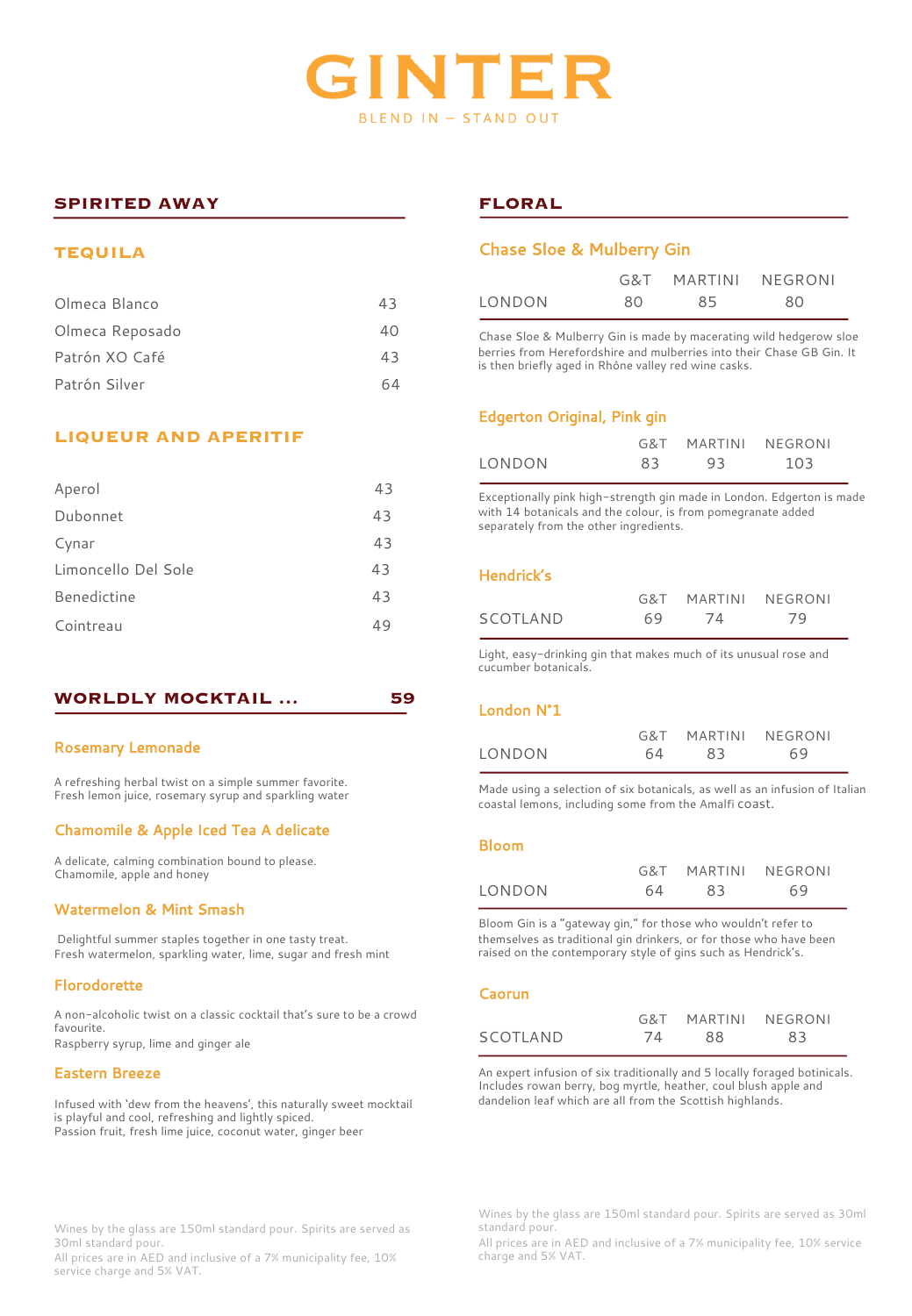# GINTER

BLEND IN – STAND OUT

## SPIRITED AWAY

### TEQUILA

| | |
|---|---|
| Olmeca Blanco | 43 |
| Olmeca Reposado | 40 |
| Patrón XO Café | 43 |
| Patrón Silver | 64 |

### LIQUEUR AND APERITIF

| | |
|---|---|
| Aperol | 43 |
| Dubonnet | 43 |
| Cynar | 43 |
| Limoncello Del Sole | 43 |
| Benedictine | 43 |
| Cointreau | 49 |

## WORLDLY MOCKTAIL ... 59

### Rosemary Lemonade

A refreshing herbal twist on a simple summer favorite.
Fresh lemon juice, rosemary syrup and sparkling water

### Chamomile & Apple Iced Tea A delicate

A delicate, calming combination bound to please.
Chamomile, apple and honey

### Watermelon & Mint Smash

Delightful summer staples together in one tasty treat.
Fresh watermelon, sparkling water, lime, sugar and fresh mint

### Florodorette

A non-alcoholic twist on a classic cocktail that's sure to be a crowd favourite.
Raspberry syrup, lime and ginger ale

### Eastern Breeze

Infused with 'dew from the heavens', this naturally sweet mocktail is playful and cool, refreshing and lightly spiced.
Passion fruit, fresh lime juice, coconut water, ginger beer

Wines by the glass are 150ml standard pour. Spirits are served as 30ml standard pour.
All prices are in AED and inclusive of a 7% municipality fee, 10% service charge and 5% VAT.

## FLORAL

### Chase Sloe & Mulberry Gin

| | G&T | MARTINI | NEGRONI |
|---|---|---|---|
| LONDON | 80 | 85 | 80 |

Chase Sloe & Mulberry Gin is made by macerating wild hedgerow sloe berries from Herefordshire and mulberries into their Chase GB Gin. It is then briefly aged in Rhône valley red wine casks.

### Edgerton Original, Pink gin

| | G&T | MARTINI | NEGRONI |
|---|---|---|---|
| LONDON | 83 | 93 | 103 |

Exceptionally pink high-strength gin made in London. Edgerton is made with 14 botanicals and the colour, is from pomegranate added separately from the other ingredients.

### Hendrick's

| | G&T | MARTINI | NEGRONI |
|---|---|---|---|
| SCOTLAND | 69 | 74 | 79 |

Light, easy-drinking gin that makes much of its unusual rose and cucumber botanicals.

### London N°1

| | G&T | MARTINI | NEGRONI |
|---|---|---|---|
| LONDON | 64 | 83 | 69 |

Made using a selection of six botanicals, as well as an infusion of Italian coastal lemons, including some from the Amalfi coast.

### Bloom

| | G&T | MARTINI | NEGRONI |
|---|---|---|---|
| LONDON | 64 | 83 | 69 |

Bloom Gin is a "gateway gin," for those who wouldn't refer to themselves as traditional gin drinkers, or for those who have been raised on the contemporary style of gins such as Hendrick's.

### Caorun

| | G&T | MARTINI | NEGRONI |
|---|---|---|---|
| SCOTLAND | 74 | 88 | 83 |

An expert infusion of six traditionally and 5 locally foraged botinicals. Includes rowan berry, bog myrtle, heather, coul blush apple and dandelion leaf which are all from the Scottish highlands.

Wines by the glass are 150ml standard pour. Spirits are served as 30ml standard pour.
All prices are in AED and inclusive of a 7% municipality fee, 10% service charge and 5% VAT.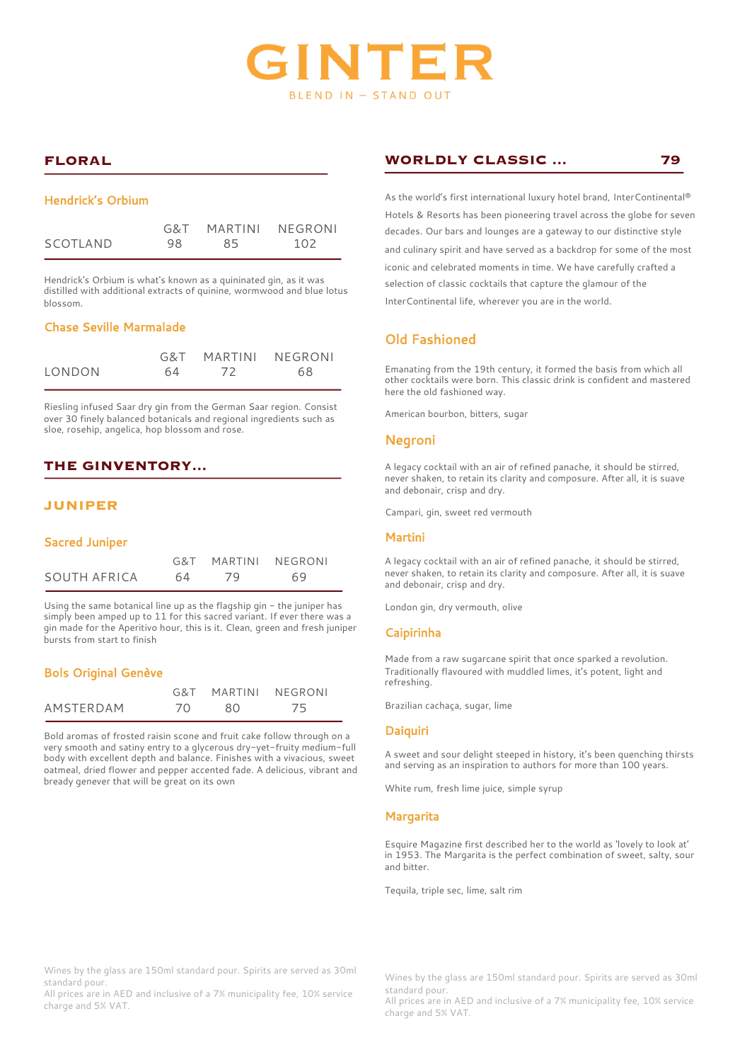# GINTER

BLEND IN – STAND OUT

## FLORAL

### Hendrick's Orbium

| | G&T | MARTINI | NEGRONI |
|---|---|---|---|
| SCOTLAND | 98 | 85 | 102 |

Hendrick's Orbium is what's known as a quininated gin, as it was distilled with additional extracts of quinine, wormwood and blue lotus blossom.

### Chase Seville Marmalade

| | G&T | MARTINI | NEGRONI |
|---|---|---|---|
| LONDON | 64 | 72 | 68 |

Riesling infused Saar dry gin from the German Saar region. Consist over 30 finely balanced botanicals and regional ingredients such as sloe, rosehip, angelica, hop blossom and rose.

## THE GINVENTORY...

## JUNIPER

### Sacred Juniper

| | G&T | MARTINI | NEGRONI |
|---|---|---|---|
| SOUTH AFRICA | 64 | 79 | 69 |

Using the same botanical line up as the flagship gin – the juniper has simply been amped up to 11 for this sacred variant. If ever there was a gin made for the Aperitivo hour, this is it. Clean, green and fresh juniper bursts from start to finish

### Bols Original Genève

| | G&T | MARTINI | NEGRONI |
|---|---|---|---|
| AMSTERDAM | 70 | 80 | 75 |

Bold aromas of frosted raisin scone and fruit cake follow through on a very smooth and satiny entry to a glycerous dry-yet-fruity medium-full body with excellent depth and balance. Finishes with a vivacious, sweet oatmeal, dried flower and pepper accented fade. A delicious, vibrant and bready genever that will be great on its own

Wines by the glass are 150ml standard pour. Spirits are served as 30ml standard pour.
All prices are in AED and inclusive of a 7% municipality fee, 10% service charge and 5% VAT.

## WORLDLY CLASSIC ... 79

As the world's first international luxury hotel brand, InterContinental® Hotels & Resorts has been pioneering travel across the globe for seven decades. Our bars and lounges are a gateway to our distinctive style and culinary spirit and have served as a backdrop for some of the most iconic and celebrated moments in time. We have carefully crafted a selection of classic cocktails that capture the glamour of the InterContinental life, wherever you are in the world.

### Old Fashioned

Emanating from the 19th century, it formed the basis from which all other cocktails were born. This classic drink is confident and mastered here the old fashioned way.

American bourbon, bitters, sugar

### Negroni

A legacy cocktail with an air of refined panache, it should be stirred, never shaken, to retain its clarity and composure. After all, it is suave and debonair, crisp and dry.

Campari, gin, sweet red vermouth

### Martini

A legacy cocktail with an air of refined panache, it should be stirred, never shaken, to retain its clarity and composure. After all, it is suave and debonair, crisp and dry.

London gin, dry vermouth, olive

### Caipirinha

Made from a raw sugarcane spirit that once sparked a revolution. Traditionally flavoured with muddled limes, it's potent, light and refreshing.

Brazilian cachaça, sugar, lime

### Daiquiri

A sweet and sour delight steeped in history, it's been quenching thirsts and serving as an inspiration to authors for more than 100 years.

White rum, fresh lime juice, simple syrup

### Margarita

Esquire Magazine first described her to the world as 'lovely to look at' in 1953. The Margarita is the perfect combination of sweet, salty, sour and bitter.

Tequila, triple sec, lime, salt rim

Wines by the glass are 150ml standard pour. Spirits are served as 30ml standard pour.
All prices are in AED and inclusive of a 7% municipality fee, 10% service charge and 5% VAT.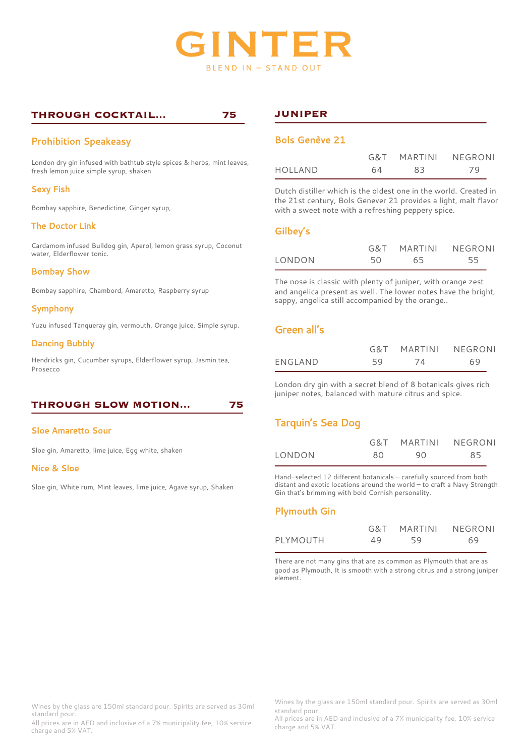# GINTER

BLEND IN – STAND OUT

## THROUGH COCKTAIL... 75

### Prohibition Speakeasy

London dry gin infused with bathtub style spices & herbs, mint leaves, fresh lemon juice simple syrup, shaken

### Sexy Fish

Bombay sapphire, Benedictine, Ginger syrup,

### The Doctor Link

Cardamom infused Bulldog gin, Aperol, lemon grass syrup, Coconut water, Elderflower tonic.

### Bombay Show

Bombay sapphire, Chambord, Amaretto, Raspberry syrup

### Symphony

Yuzu infused Tanqueray gin, vermouth, Orange juice, Simple syrup.

### Dancing Bubbly

Hendricks gin, Cucumber syrups, Elderflower syrup, Jasmin tea, Prosecco

## THROUGH SLOW MOTION... 75

### Sloe Amaretto Sour

Sloe gin, Amaretto, lime juice, Egg white, shaken

### Nice & Sloe

Sloe gin, White rum, Mint leaves, lime juice, Agave syrup, Shaken

Wines by the glass are 150ml standard pour. Spirits are served as 30ml standard pour.
All prices are in AED and inclusive of a 7% municipality fee, 10% service charge and 5% VAT.

## JUNIPER

### Bols Genève 21

| | G&T | MARTINI | NEGRONI |
|---|---|---|---|
| HOLLAND | 64 | 83 | 79 |

Dutch distiller which is the oldest one in the world. Created in the 21st century, Bols Genever 21 provides a light, malt flavor with a sweet note with a refreshing peppery spice.

### Gilbey's

| | G&T | MARTINI | NEGRONI |
|---|---|---|---|
| LONDON | 50 | 65 | 55 |

The nose is classic with plenty of juniper, with orange zest and angelica present as well. The lower notes have the bright, sappy, angelica still accompanied by the orange..

### Green all's

| | G&T | MARTINI | NEGRONI |
|---|---|---|---|
| ENGLAND | 59 | 74 | 69 |

London dry gin with a secret blend of 8 botanicals gives rich juniper notes, balanced with mature citrus and spice.

### Tarquin's Sea Dog

| | G&T | MARTINI | NEGRONI |
|---|---|---|---|
| LONDON | 80 | 90 | 85 |

Hand-selected 12 different botanicals – carefully sourced from both distant and exotic locations around the world – to craft a Navy Strength Gin that's brimming with bold Cornish personality.

### Plymouth Gin

| | G&T | MARTINI | NEGRONI |
|---|---|---|---|
| PLYMOUTH | 49 | 59 | 69 |

There are not many gins that are as common as Plymouth that are as good as Plymouth, It is smooth with a strong citrus and a strong juniper element.

Wines by the glass are 150ml standard pour. Spirits are served as 30ml standard pour.
All prices are in AED and inclusive of a 7% municipality fee, 10% service charge and 5% VAT.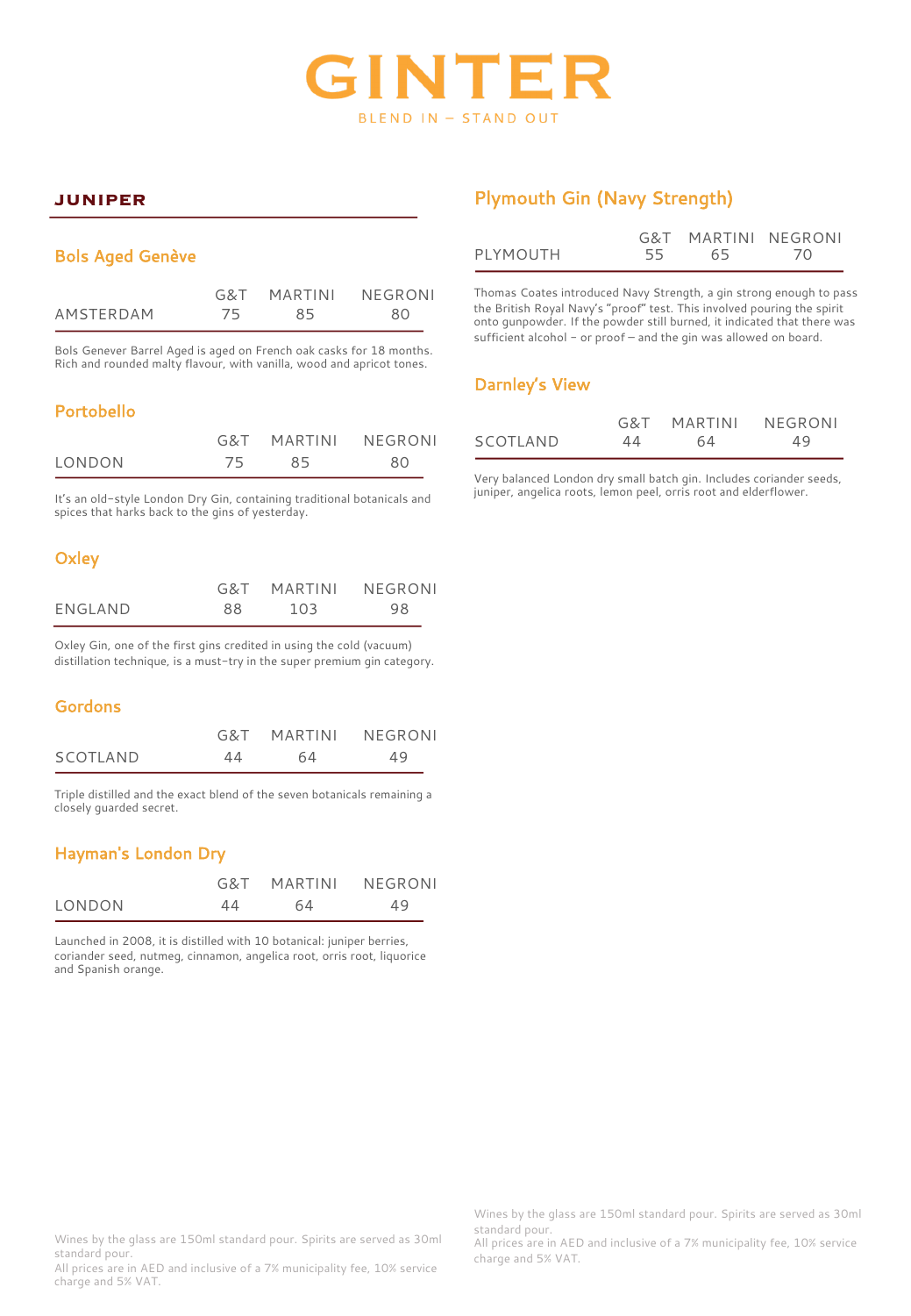# GINTER

BLEND IN – STAND OUT

## JUNIPER

### Bols Aged Genève

| | G&T | MARTINI | NEGRONI |
|---|---|---|---|
| AMSTERDAM | 75 | 85 | 80 |

Bols Genever Barrel Aged is aged on French oak casks for 18 months. Rich and rounded malty flavour, with vanilla, wood and apricot tones.

### Portobello

| | G&T | MARTINI | NEGRONI |
|---|---|---|---|
| LONDON | 75 | 85 | 80 |

It's an old-style London Dry Gin, containing traditional botanicals and spices that harks back to the gins of yesterday.

### Oxley

| | G&T | MARTINI | NEGRONI |
|---|---|---|---|
| ENGLAND | 88 | 103 | 98 |

Oxley Gin, one of the first gins credited in using the cold (vacuum) distillation technique, is a must-try in the super premium gin category.

### Gordons

| | G&T | MARTINI | NEGRONI |
|---|---|---|---|
| SCOTLAND | 44 | 64 | 49 |

Triple distilled and the exact blend of the seven botanicals remaining a closely guarded secret.

### Hayman's London Dry

| | G&T | MARTINI | NEGRONI |
|---|---|---|---|
| LONDON | 44 | 64 | 49 |

Launched in 2008, it is distilled with 10 botanical: juniper berries, coriander seed, nutmeg, cinnamon, angelica root, orris root, liquorice and Spanish orange.

Wines by the glass are 150ml standard pour. Spirits are served as 30ml standard pour.
All prices are in AED and inclusive of a 7% municipality fee, 10% service charge and 5% VAT.

### Plymouth Gin (Navy Strength)

| | G&T | MARTINI | NEGRONI |
|---|---|---|---|
| PLYMOUTH | 55 | 65 | 70 |

Thomas Coates introduced Navy Strength, a gin strong enough to pass the British Royal Navy's "proof" test. This involved pouring the spirit onto gunpowder. If the powder still burned, it indicated that there was sufficient alcohol – or proof – and the gin was allowed on board.

### Darnley's View

| | G&T | MARTINI | NEGRONI |
|---|---|---|---|
| SCOTLAND | 44 | 64 | 49 |

Very balanced London dry small batch gin. Includes coriander seeds, juniper, angelica roots, lemon peel, orris root and elderflower.

Wines by the glass are 150ml standard pour. Spirits are served as 30ml standard pour.
All prices are in AED and inclusive of a 7% municipality fee, 10% service charge and 5% VAT.